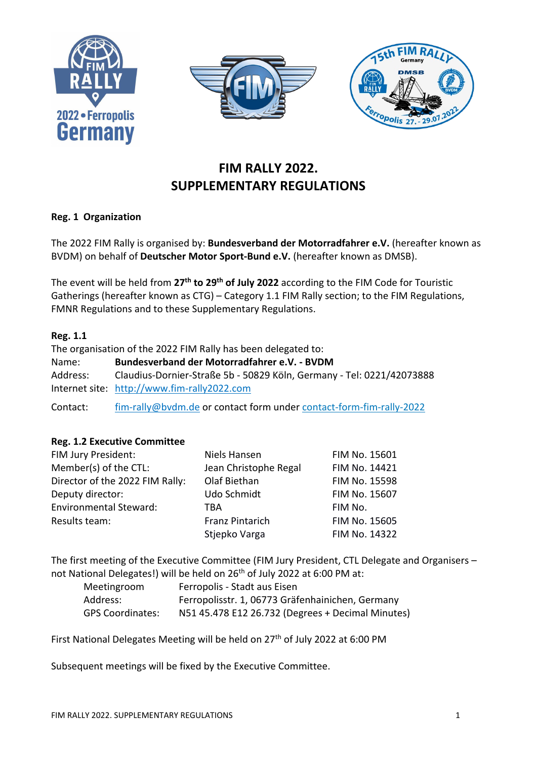# FIM RALLY 2022.
# SUPPLEMENTARY REGULATIONS

**Reg. 1 Organization**

The 2022 FIM Rally is organised by: **Bundesverband der Motorradfahrer e.V.** (hereafter known as BVDM) on behalf of **Deutscher Motor Sport-Bund e.V.** (hereafter known as DMSB).

The event will be held from **27th to 29th of July 2022** according to the FIM Code for Touristic Gatherings (hereafter known as CTG) – Category 1.1 FIM Rally section; to the FIM Regulations, FMNR Regulations and to these Supplementary Regulations.

**Reg. 1.1**

The organisation of the 2022 FIM Rally has been delegated to:

Name: **Bundesverband der Motorradfahrer e.V. - BVDM**
Address: Claudius-Dornier-Straße 5b - 50829 Köln, Germany - Tel: 0221/42073888
Internet site: http://www.fim-rally2022.com

Contact: fim-rally@bvdm.de or contact form under contact-form-fim-rally-2022

**Reg. 1.2 Executive Committee**

| | | |
|---|---|---|
| FIM Jury President: | Niels Hansen | FIM No. 15601 |
| Member(s) of the CTL: | Jean Christophe Regal | FIM No. 14421 |
| Director of the 2022 FIM Rally: | Olaf Biethan | FIM No. 15598 |
| Deputy director: | Udo Schmidt | FIM No. 15607 |
| Environmental Steward: | TBA | FIM No. |
| Results team: | Franz Pintarich | FIM No. 15605 |
| | Stjepko Varga | FIM No. 14322 |

The first meeting of the Executive Committee (FIM Jury President, CTL Delegate and Organisers – not National Delegates!) will be held on 26th of July 2022 at 6:00 PM at:

Meetingroom: Ferropolis - Stadt aus Eisen
Address: Ferropolisstr. 1, 06773 Gräfenhainichen, Germany
GPS Coordinates: N51 45.478 E12 26.732 (Degrees + Decimal Minutes)

First National Delegates Meeting will be held on 27th of July 2022 at 6:00 PM

Subsequent meetings will be fixed by the Executive Committee.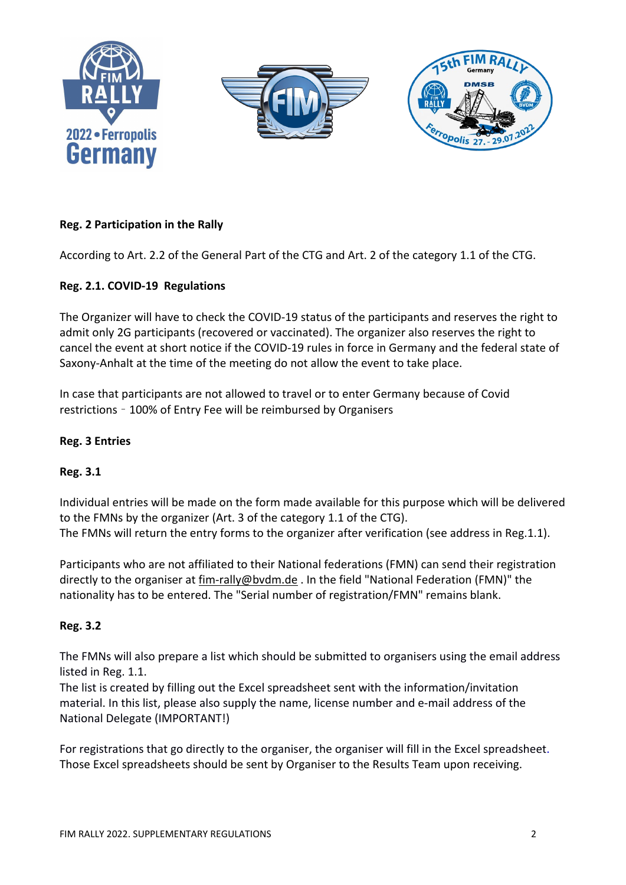**Reg. 2 Participation in the Rally**

According to Art. 2.2 of the General Part of the CTG and Art. 2 of the category 1.1 of the CTG.

**Reg. 2.1. COVID-19 Regulations**

The Organizer will have to check the COVID-19 status of the participants and reserves the right to admit only 2G participants (recovered or vaccinated). The organizer also reserves the right to cancel the event at short notice if the COVID-19 rules in force in Germany and the federal state of Saxony-Anhalt at the time of the meeting do not allow the event to take place.

In case that participants are not allowed to travel or to enter Germany because of Covid restrictions – 100% of Entry Fee will be reimbursed by Organisers

**Reg. 3 Entries**

**Reg. 3.1**

Individual entries will be made on the form made available for this purpose which will be delivered to the FMNs by the organizer (Art. 3 of the category 1.1 of the CTG).
The FMNs will return the entry forms to the organizer after verification (see address in Reg.1.1).

Participants who are not affiliated to their National federations (FMN) can send their registration directly to the organiser at fim-rally@bvdm.de . In the field "National Federation (FMN)" the nationality has to be entered. The "Serial number of registration/FMN" remains blank.

**Reg. 3.2**

The FMNs will also prepare a list which should be submitted to organisers using the email address listed in Reg. 1.1.
The list is created by filling out the Excel spreadsheet sent with the information/invitation material. In this list, please also supply the name, license number and e-mail address of the National Delegate (IMPORTANT!)

For registrations that go directly to the organiser, the organiser will fill in the Excel spreadsheet. Those Excel spreadsheets should be sent by Organiser to the Results Team upon receiving.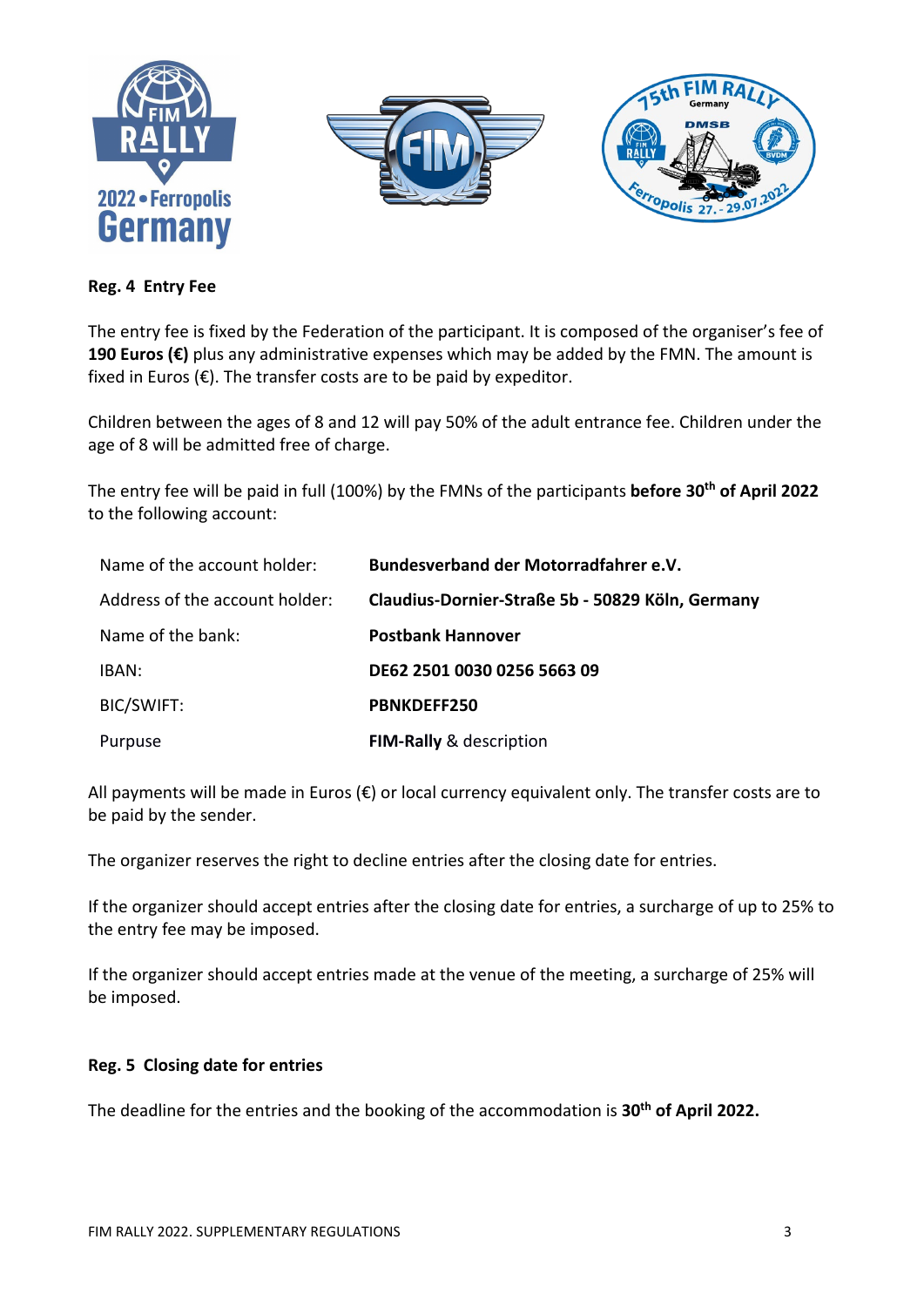## Reg. 4 Entry Fee

The entry fee is fixed by the Federation of the participant. It is composed of the organiser's fee of **190 Euros (€)** plus any administrative expenses which may be added by the FMN. The amount is fixed in Euros (€). The transfer costs are to be paid by expeditor.

Children between the ages of 8 and 12 will pay 50% of the adult entrance fee. Children under the age of 8 will be admitted free of charge.

The entry fee will be paid in full (100%) by the FMNs of the participants **before 30th of April 2022** to the following account:

| | |
|---|---|
| Name of the account holder: | **Bundesverband der Motorradfahrer e.V.** |
| Address of the account holder: | **Claudius-Dornier-Straße 5b - 50829 Köln, Germany** |
| Name of the bank: | **Postbank Hannover** |
| IBAN: | **DE62 2501 0030 0256 5663 09** |
| BIC/SWIFT: | **PBNKDEFF250** |
| Purpuse | **FIM-Rally** & description |

All payments will be made in Euros (€) or local currency equivalent only. The transfer costs are to be paid by the sender.

The organizer reserves the right to decline entries after the closing date for entries.

If the organizer should accept entries after the closing date for entries, a surcharge of up to 25% to the entry fee may be imposed.

If the organizer should accept entries made at the venue of the meeting, a surcharge of 25% will be imposed.

## Reg. 5 Closing date for entries

The deadline for the entries and the booking of the accommodation is **30th of April 2022.**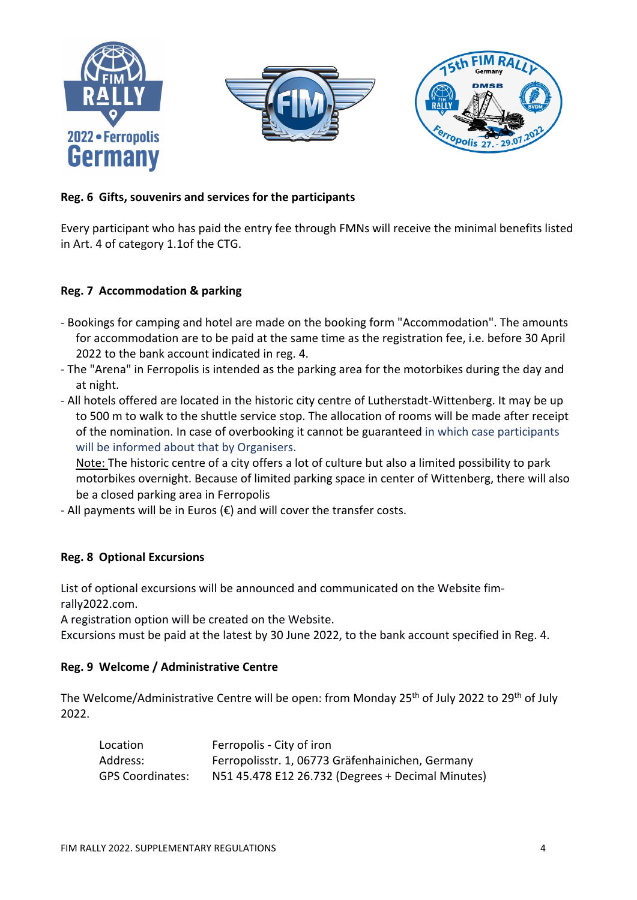**Reg. 6 Gifts, souvenirs and services for the participants**

Every participant who has paid the entry fee through FMNs will receive the minimal benefits listed in Art. 4 of category 1.1of the CTG.

**Reg. 7 Accommodation & parking**

- Bookings for camping and hotel are made on the booking form "Accommodation". The amounts for accommodation are to be paid at the same time as the registration fee, i.e. before 30 April 2022 to the bank account indicated in reg. 4.
- The "Arena" in Ferropolis is intended as the parking area for the motorbikes during the day and at night.
- All hotels offered are located in the historic city centre of Lutherstadt-Wittenberg. It may be up to 500 m to walk to the shuttle service stop. The allocation of rooms will be made after receipt of the nomination. In case of overbooking it cannot be guaranteed in which case participants will be informed about that by Organisers.

  Note: The historic centre of a city offers a lot of culture but also a limited possibility to park motorbikes overnight. Because of limited parking space in center of Wittenberg, there will also be a closed parking area in Ferropolis
- All payments will be in Euros (€) and will cover the transfer costs.

**Reg. 8 Optional Excursions**

List of optional excursions will be announced and communicated on the Website fim-rally2022.com.
A registration option will be created on the Website.
Excursions must be paid at the latest by 30 June 2022, to the bank account specified in Reg. 4.

**Reg. 9 Welcome / Administrative Centre**

The Welcome/Administrative Centre will be open: from Monday 25th of July 2022 to 29th of July 2022.

| | |
|---|---|
| Location | Ferropolis - City of iron |
| Address: | Ferropolisstr. 1, 06773 Gräfenhainichen, Germany |
| GPS Coordinates: | N51 45.478 E12 26.732 (Degrees + Decimal Minutes) |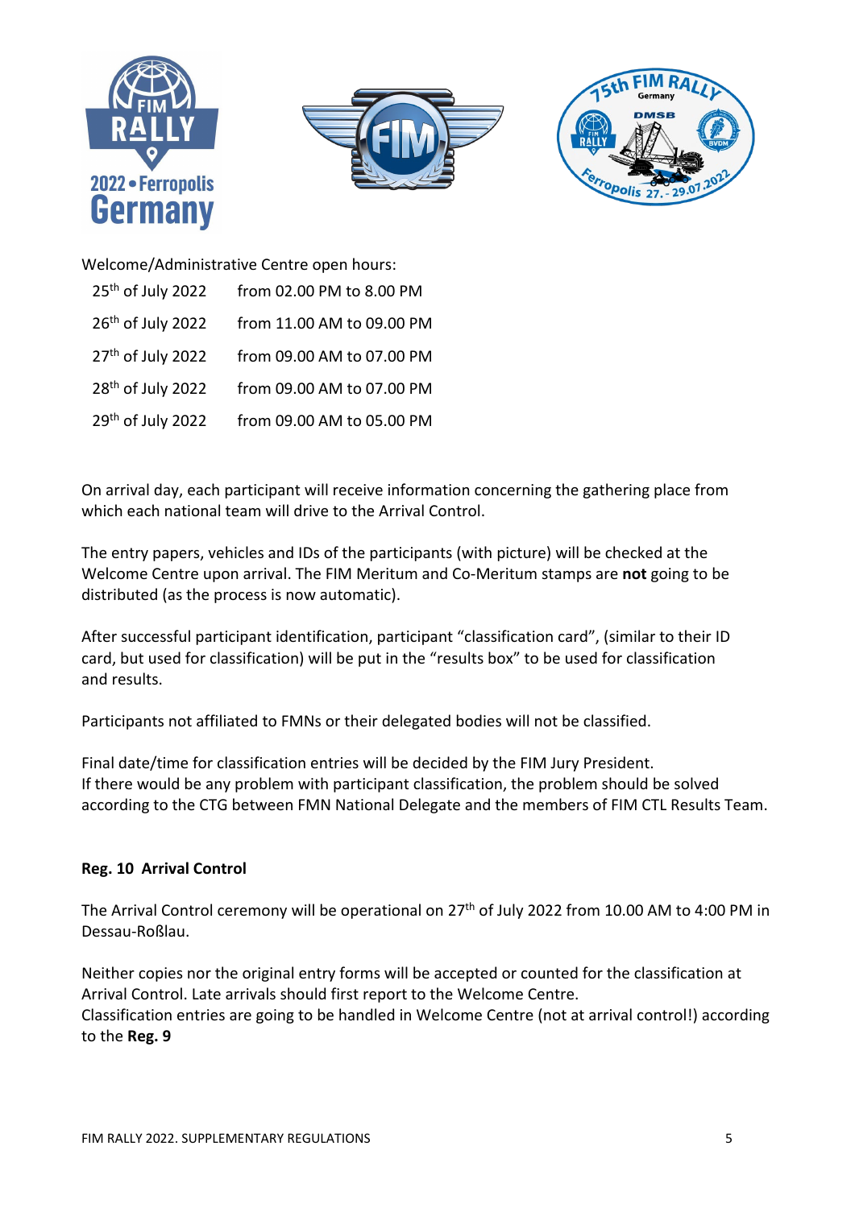Welcome/Administrative Centre open hours:

| | |
|---|---|
| 25th of July 2022 | from 02.00 PM to 8.00 PM |
| 26th of July 2022 | from 11.00 AM to 09.00 PM |
| 27th of July 2022 | from 09.00 AM to 07.00 PM |
| 28th of July 2022 | from 09.00 AM to 07.00 PM |
| 29th of July 2022 | from 09.00 AM to 05.00 PM |

On arrival day, each participant will receive information concerning the gathering place from which each national team will drive to the Arrival Control.

The entry papers, vehicles and IDs of the participants (with picture) will be checked at the Welcome Centre upon arrival. The FIM Meritum and Co-Meritum stamps are **not** going to be distributed (as the process is now automatic).

After successful participant identification, participant "classification card", (similar to their ID card, but used for classification) will be put in the "results box" to be used for classification and results.

Participants not affiliated to FMNs or their delegated bodies will not be classified.

Final date/time for classification entries will be decided by the FIM Jury President.
If there would be any problem with participant classification, the problem should be solved according to the CTG between FMN National Delegate and the members of FIM CTL Results Team.

**Reg. 10 Arrival Control**

The Arrival Control ceremony will be operational on 27th of July 2022 from 10.00 AM to 4:00 PM in Dessau-Roßlau.

Neither copies nor the original entry forms will be accepted or counted for the classification at Arrival Control. Late arrivals should first report to the Welcome Centre.
Classification entries are going to be handled in Welcome Centre (not at arrival control!) according to the **Reg. 9**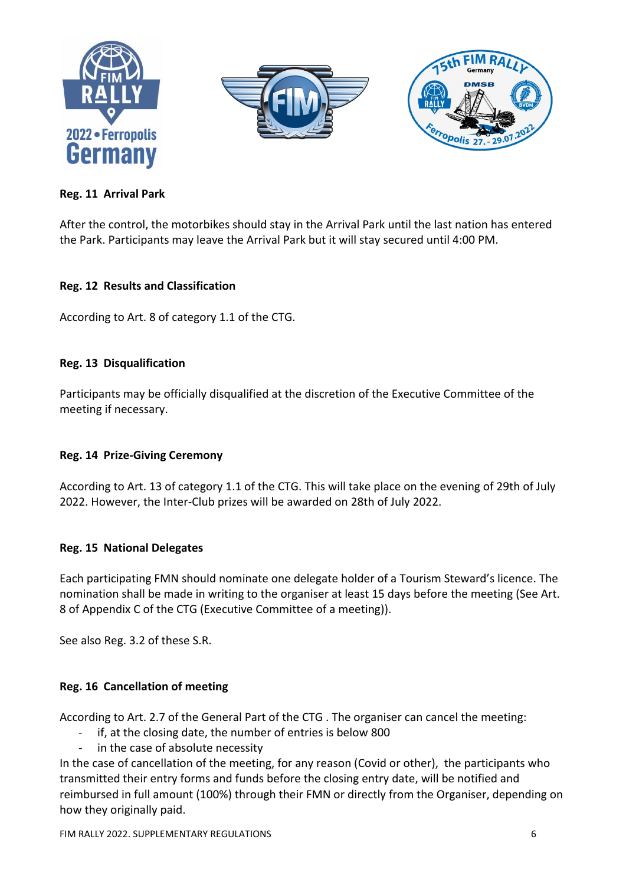### Reg. 11 Arrival Park

After the control, the motorbikes should stay in the Arrival Park until the last nation has entered the Park. Participants may leave the Arrival Park but it will stay secured until 4:00 PM.

### Reg. 12 Results and Classification

According to Art. 8 of category 1.1 of the CTG.

### Reg. 13 Disqualification

Participants may be officially disqualified at the discretion of the Executive Committee of the meeting if necessary.

### Reg. 14 Prize-Giving Ceremony

According to Art. 13 of category 1.1 of the CTG. This will take place on the evening of 29th of July 2022. However, the Inter-Club prizes will be awarded on 28th of July 2022.

### Reg. 15 National Delegates

Each participating FMN should nominate one delegate holder of a Tourism Steward's licence. The nomination shall be made in writing to the organiser at least 15 days before the meeting (See Art. 8 of Appendix C of the CTG (Executive Committee of a meeting)).

See also Reg. 3.2 of these S.R.

### Reg. 16 Cancellation of meeting

According to Art. 2.7 of the General Part of the CTG . The organiser can cancel the meeting:

- if, at the closing date, the number of entries is below 800
- in the case of absolute necessity

In the case of cancellation of the meeting, for any reason (Covid or other), the participants who transmitted their entry forms and funds before the closing entry date, will be notified and reimbursed in full amount (100%) through their FMN or directly from the Organiser, depending on how they originally paid.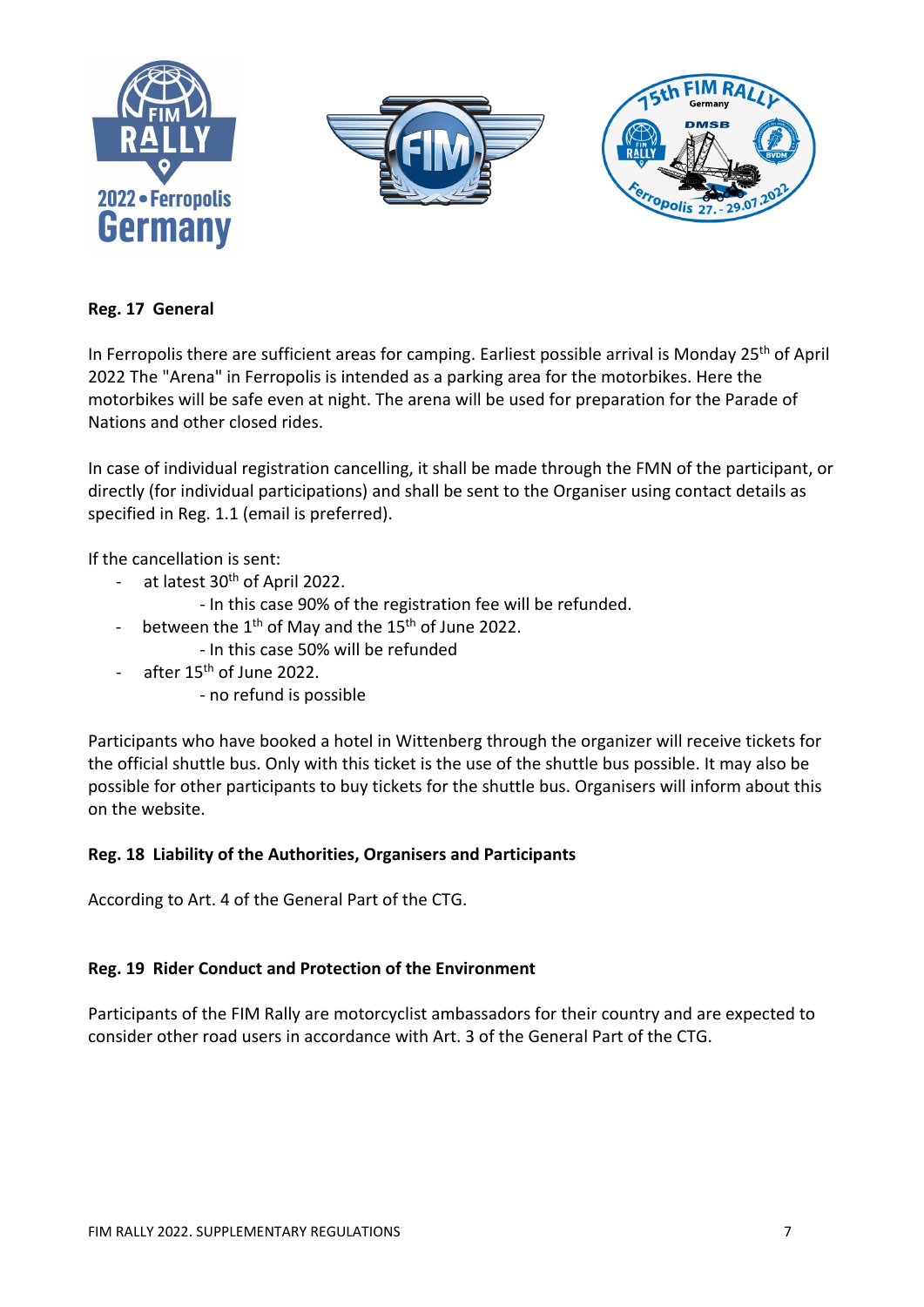## Reg. 17 General

In Ferropolis there are sufficient areas for camping. Earliest possible arrival is Monday 25th of April 2022 The "Arena" in Ferropolis is intended as a parking area for the motorbikes. Here the motorbikes will be safe even at night. The arena will be used for preparation for the Parade of Nations and other closed rides.

In case of individual registration cancelling, it shall be made through the FMN of the participant, or directly (for individual participations) and shall be sent to the Organiser using contact details as specified in Reg. 1.1 (email is preferred).

If the cancellation is sent:

- at latest 30th of April 2022.
  - In this case 90% of the registration fee will be refunded.
- between the 1th of May and the 15th of June 2022.
  - In this case 50% will be refunded
- after 15th of June 2022.
  - no refund is possible

Participants who have booked a hotel in Wittenberg through the organizer will receive tickets for the official shuttle bus. Only with this ticket is the use of the shuttle bus possible. It may also be possible for other participants to buy tickets for the shuttle bus. Organisers will inform about this on the website.

## Reg. 18 Liability of the Authorities, Organisers and Participants

According to Art. 4 of the General Part of the CTG.

## Reg. 19 Rider Conduct and Protection of the Environment

Participants of the FIM Rally are motorcyclist ambassadors for their country and are expected to consider other road users in accordance with Art. 3 of the General Part of the CTG.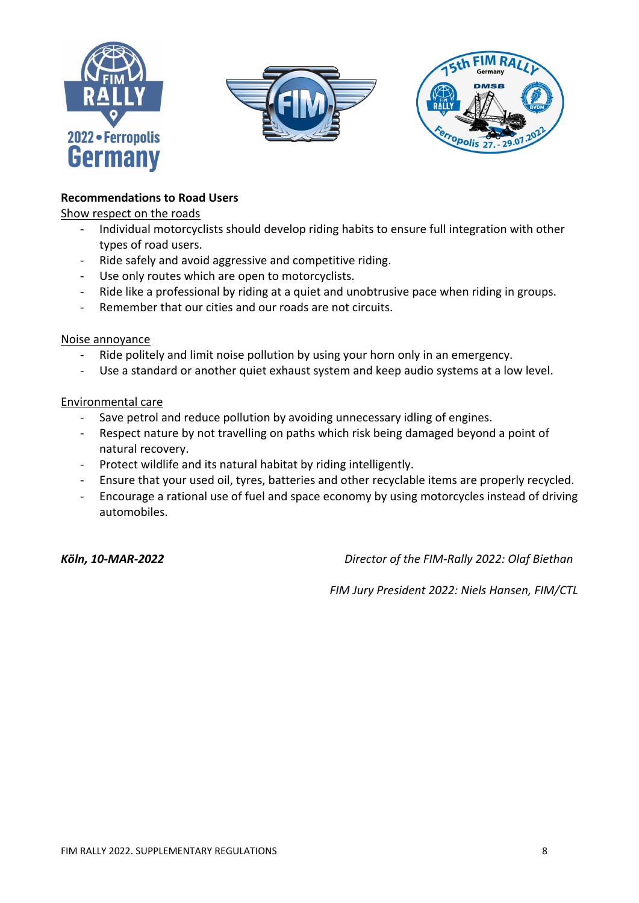**Recommendations to Road Users**

Show respect on the roads

- Individual motorcyclists should develop riding habits to ensure full integration with other types of road users.
- Ride safely and avoid aggressive and competitive riding.
- Use only routes which are open to motorcyclists.
- Ride like a professional by riding at a quiet and unobtrusive pace when riding in groups.
- Remember that our cities and our roads are not circuits.

Noise annoyance

- Ride politely and limit noise pollution by using your horn only in an emergency.
- Use a standard or another quiet exhaust system and keep audio systems at a low level.

Environmental care

- Save petrol and reduce pollution by avoiding unnecessary idling of engines.
- Respect nature by not travelling on paths which risk being damaged beyond a point of natural recovery.
- Protect wildlife and its natural habitat by riding intelligently.
- Ensure that your used oil, tyres, batteries and other recyclable items are properly recycled.
- Encourage a rational use of fuel and space economy by using motorcycles instead of driving automobiles.

***Köln, 10-MAR-2022***

*Director of the FIM-Rally 2022: Olaf Biethan*

*FIM Jury President 2022: Niels Hansen, FIM/CTL*